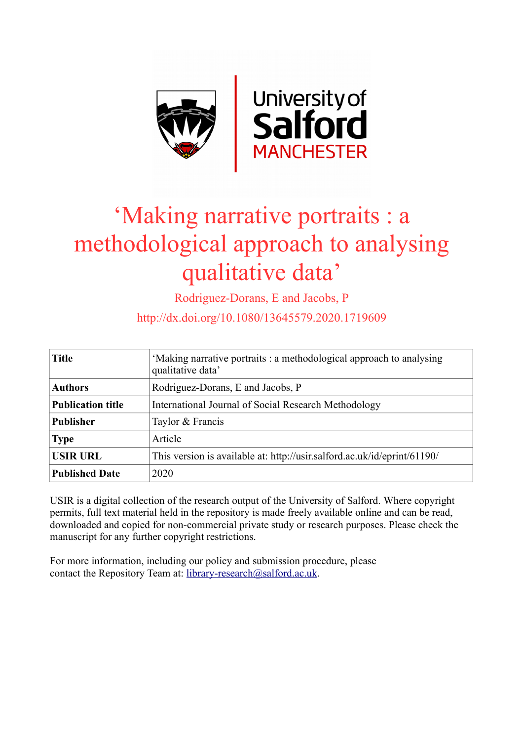# ‘Making narrative portraits : a methodological approach to analysing qualitative data’

Rodriguez-Dorans, E and Jacobs, P

http://dx.doi.org/10.1080/13645579.2020.1719609

| | |
|---|---|
| **Title** | ‘Making narrative portraits : a methodological approach to analysing qualitative data’ |
| **Authors** | Rodriguez-Dorans, E and Jacobs, P |
| **Publication title** | International Journal of Social Research Methodology |
| **Publisher** | Taylor & Francis |
| **Type** | Article |
| **USIR URL** | This version is available at: http://usir.salford.ac.uk/id/eprint/61190/ |
| **Published Date** | 2020 |

USIR is a digital collection of the research output of the University of Salford. Where copyright permits, full text material held in the repository is made freely available online and can be read, downloaded and copied for non-commercial private study or research purposes. Please check the manuscript for any further copyright restrictions.

For more information, including our policy and submission procedure, please contact the Repository Team at: library-research@salford.ac.uk.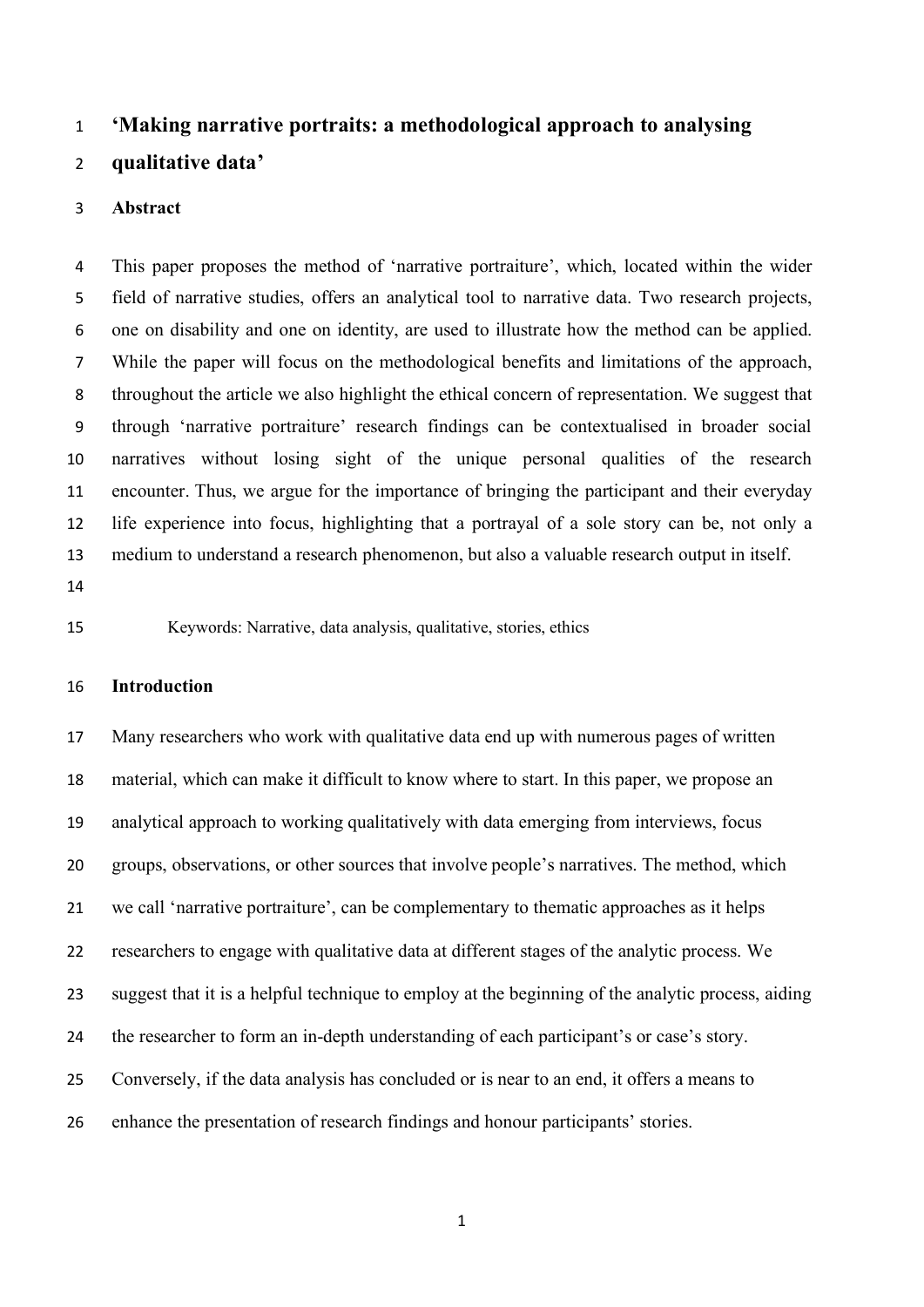# 'Making narrative portraits: a methodological approach to analysing qualitative data'

## Abstract

This paper proposes the method of 'narrative portraiture', which, located within the wider field of narrative studies, offers an analytical tool to narrative data. Two research projects, one on disability and one on identity, are used to illustrate how the method can be applied. While the paper will focus on the methodological benefits and limitations of the approach, throughout the article we also highlight the ethical concern of representation. We suggest that through 'narrative portraiture' research findings can be contextualised in broader social narratives without losing sight of the unique personal qualities of the research encounter. Thus, we argue for the importance of bringing the participant and their everyday life experience into focus, highlighting that a portrayal of a sole story can be, not only a medium to understand a research phenomenon, but also a valuable research output in itself.

Keywords: Narrative, data analysis, qualitative, stories, ethics

## Introduction

Many researchers who work with qualitative data end up with numerous pages of written material, which can make it difficult to know where to start. In this paper, we propose an analytical approach to working qualitatively with data emerging from interviews, focus groups, observations, or other sources that involve people's narratives. The method, which we call 'narrative portraiture', can be complementary to thematic approaches as it helps researchers to engage with qualitative data at different stages of the analytic process. We suggest that it is a helpful technique to employ at the beginning of the analytic process, aiding the researcher to form an in-depth understanding of each participant's or case's story. Conversely, if the data analysis has concluded or is near to an end, it offers a means to enhance the presentation of research findings and honour participants' stories.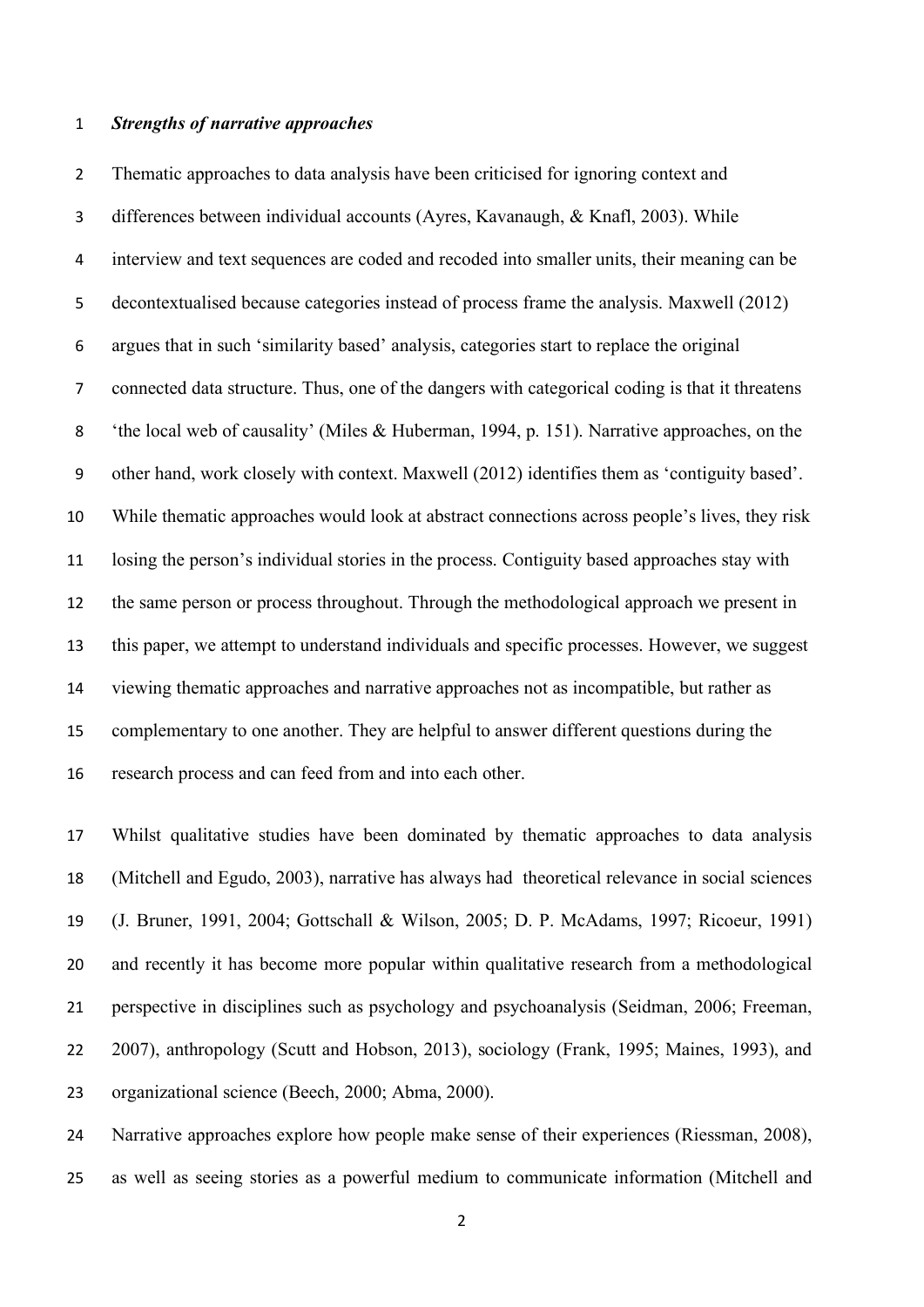### *Strengths of narrative approaches*

Thematic approaches to data analysis have been criticised for ignoring context and differences between individual accounts (Ayres, Kavanaugh, & Knafl, 2003). While interview and text sequences are coded and recoded into smaller units, their meaning can be decontextualised because categories instead of process frame the analysis. Maxwell (2012) argues that in such 'similarity based' analysis, categories start to replace the original connected data structure. Thus, one of the dangers with categorical coding is that it threatens 'the local web of causality' (Miles & Huberman, 1994, p. 151). Narrative approaches, on the other hand, work closely with context. Maxwell (2012) identifies them as 'contiguity based'. While thematic approaches would look at abstract connections across people's lives, they risk losing the person's individual stories in the process. Contiguity based approaches stay with the same person or process throughout. Through the methodological approach we present in this paper, we attempt to understand individuals and specific processes. However, we suggest viewing thematic approaches and narrative approaches not as incompatible, but rather as complementary to one another. They are helpful to answer different questions during the research process and can feed from and into each other.

Whilst qualitative studies have been dominated by thematic approaches to data analysis (Mitchell and Egudo, 2003), narrative has always had theoretical relevance in social sciences (J. Bruner, 1991, 2004; Gottschall & Wilson, 2005; D. P. McAdams, 1997; Ricoeur, 1991) and recently it has become more popular within qualitative research from a methodological perspective in disciplines such as psychology and psychoanalysis (Seidman, 2006; Freeman, 2007), anthropology (Scutt and Hobson, 2013), sociology (Frank, 1995; Maines, 1993), and organizational science (Beech, 2000; Abma, 2000).

Narrative approaches explore how people make sense of their experiences (Riessman, 2008), as well as seeing stories as a powerful medium to communicate information (Mitchell and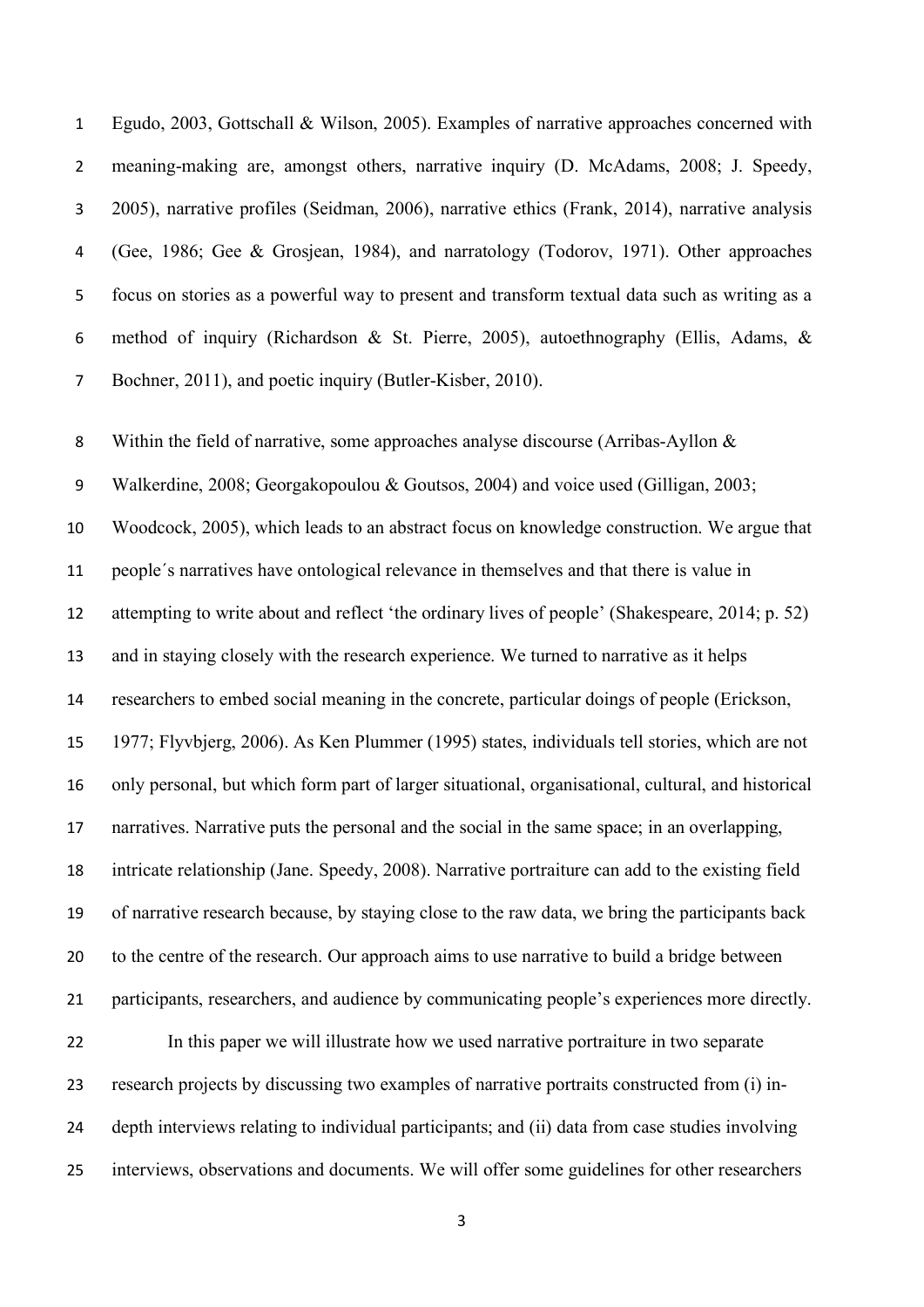Egudo, 2003, Gottschall & Wilson, 2005). Examples of narrative approaches concerned with meaning-making are, amongst others, narrative inquiry (D. McAdams, 2008; J. Speedy, 2005), narrative profiles (Seidman, 2006), narrative ethics (Frank, 2014), narrative analysis (Gee, 1986; Gee & Grosjean, 1984), and narratology (Todorov, 1971). Other approaches focus on stories as a powerful way to present and transform textual data such as writing as a method of inquiry (Richardson & St. Pierre, 2005), autoethnography (Ellis, Adams, & Bochner, 2011), and poetic inquiry (Butler-Kisber, 2010).

Within the field of narrative, some approaches analyse discourse (Arribas-Ayllon & Walkerdine, 2008; Georgakopoulou & Goutsos, 2004) and voice used (Gilligan, 2003; Woodcock, 2005), which leads to an abstract focus on knowledge construction. We argue that people´s narratives have ontological relevance in themselves and that there is value in attempting to write about and reflect 'the ordinary lives of people' (Shakespeare, 2014; p. 52) and in staying closely with the research experience. We turned to narrative as it helps researchers to embed social meaning in the concrete, particular doings of people (Erickson, 1977; Flyvbjerg, 2006). As Ken Plummer (1995) states, individuals tell stories, which are not only personal, but which form part of larger situational, organisational, cultural, and historical narratives. Narrative puts the personal and the social in the same space; in an overlapping, intricate relationship (Jane. Speedy, 2008). Narrative portraiture can add to the existing field of narrative research because, by staying close to the raw data, we bring the participants back to the centre of the research. Our approach aims to use narrative to build a bridge between participants, researchers, and audience by communicating people's experiences more directly.

In this paper we will illustrate how we used narrative portraiture in two separate research projects by discussing two examples of narrative portraits constructed from (i) in-depth interviews relating to individual participants; and (ii) data from case studies involving interviews, observations and documents. We will offer some guidelines for other researchers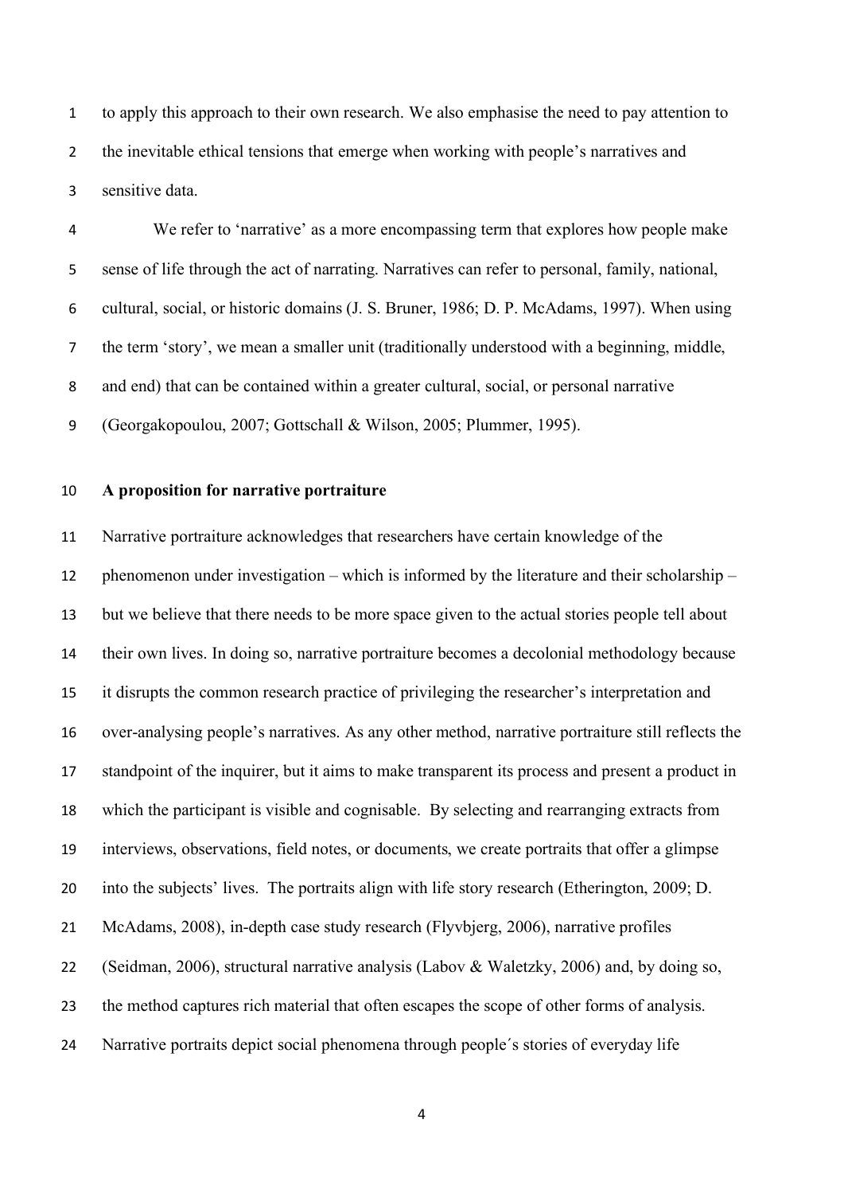to apply this approach to their own research. We also emphasise the need to pay attention to the inevitable ethical tensions that emerge when working with people's narratives and sensitive data.

We refer to 'narrative' as a more encompassing term that explores how people make sense of life through the act of narrating. Narratives can refer to personal, family, national, cultural, social, or historic domains (J. S. Bruner, 1986; D. P. McAdams, 1997). When using the term 'story', we mean a smaller unit (traditionally understood with a beginning, middle, and end) that can be contained within a greater cultural, social, or personal narrative (Georgakopoulou, 2007; Gottschall & Wilson, 2005; Plummer, 1995).

## A proposition for narrative portraiture

Narrative portraiture acknowledges that researchers have certain knowledge of the phenomenon under investigation – which is informed by the literature and their scholarship – but we believe that there needs to be more space given to the actual stories people tell about their own lives. In doing so, narrative portraiture becomes a decolonial methodology because it disrupts the common research practice of privileging the researcher's interpretation and over-analysing people's narratives. As any other method, narrative portraiture still reflects the standpoint of the inquirer, but it aims to make transparent its process and present a product in which the participant is visible and cognisable. By selecting and rearranging extracts from interviews, observations, field notes, or documents, we create portraits that offer a glimpse into the subjects' lives. The portraits align with life story research (Etherington, 2009; D. McAdams, 2008), in-depth case study research (Flyvbjerg, 2006), narrative profiles (Seidman, 2006), structural narrative analysis (Labov & Waletzky, 2006) and, by doing so, the method captures rich material that often escapes the scope of other forms of analysis. Narrative portraits depict social phenomena through people´s stories of everyday life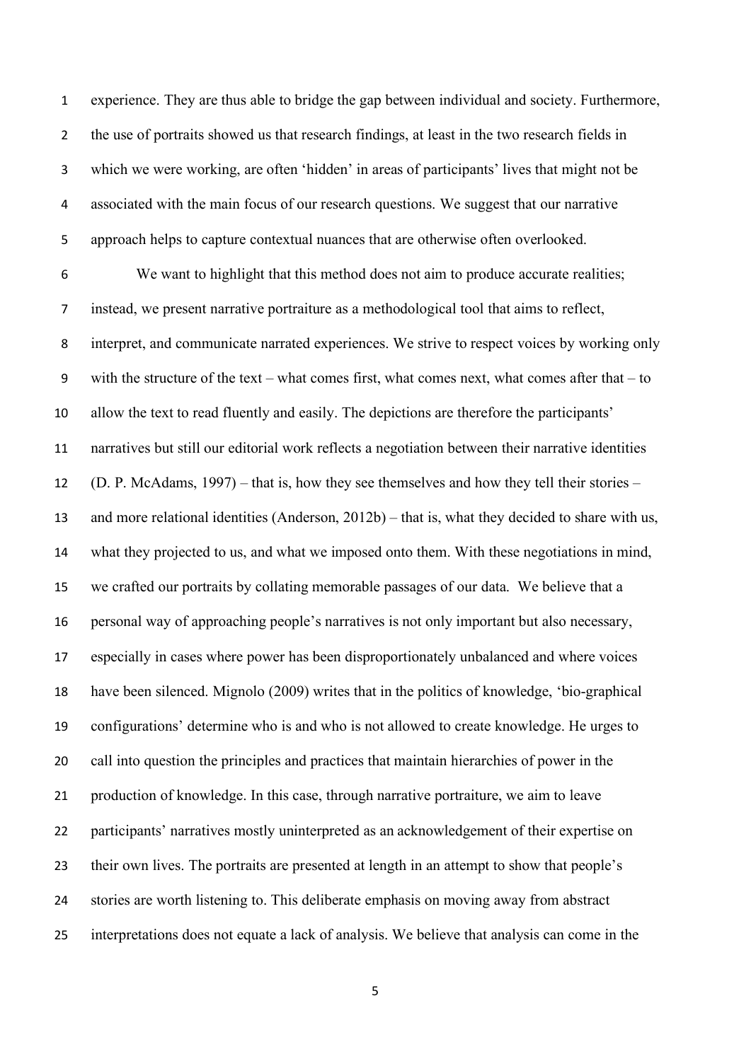experience. They are thus able to bridge the gap between individual and society. Furthermore, the use of portraits showed us that research findings, at least in the two research fields in which we were working, are often 'hidden' in areas of participants' lives that might not be associated with the main focus of our research questions. We suggest that our narrative approach helps to capture contextual nuances that are otherwise often overlooked.

We want to highlight that this method does not aim to produce accurate realities; instead, we present narrative portraiture as a methodological tool that aims to reflect, interpret, and communicate narrated experiences. We strive to respect voices by working only with the structure of the text – what comes first, what comes next, what comes after that – to allow the text to read fluently and easily. The depictions are therefore the participants' narratives but still our editorial work reflects a negotiation between their narrative identities (D. P. McAdams, 1997) – that is, how they see themselves and how they tell their stories – and more relational identities (Anderson, 2012b) – that is, what they decided to share with us, what they projected to us, and what we imposed onto them. With these negotiations in mind, we crafted our portraits by collating memorable passages of our data. We believe that a personal way of approaching people's narratives is not only important but also necessary, especially in cases where power has been disproportionately unbalanced and where voices have been silenced. Mignolo (2009) writes that in the politics of knowledge, 'bio-graphical configurations' determine who is and who is not allowed to create knowledge. He urges to call into question the principles and practices that maintain hierarchies of power in the production of knowledge. In this case, through narrative portraiture, we aim to leave participants' narratives mostly uninterpreted as an acknowledgement of their expertise on their own lives. The portraits are presented at length in an attempt to show that people's stories are worth listening to. This deliberate emphasis on moving away from abstract interpretations does not equate a lack of analysis. We believe that analysis can come in the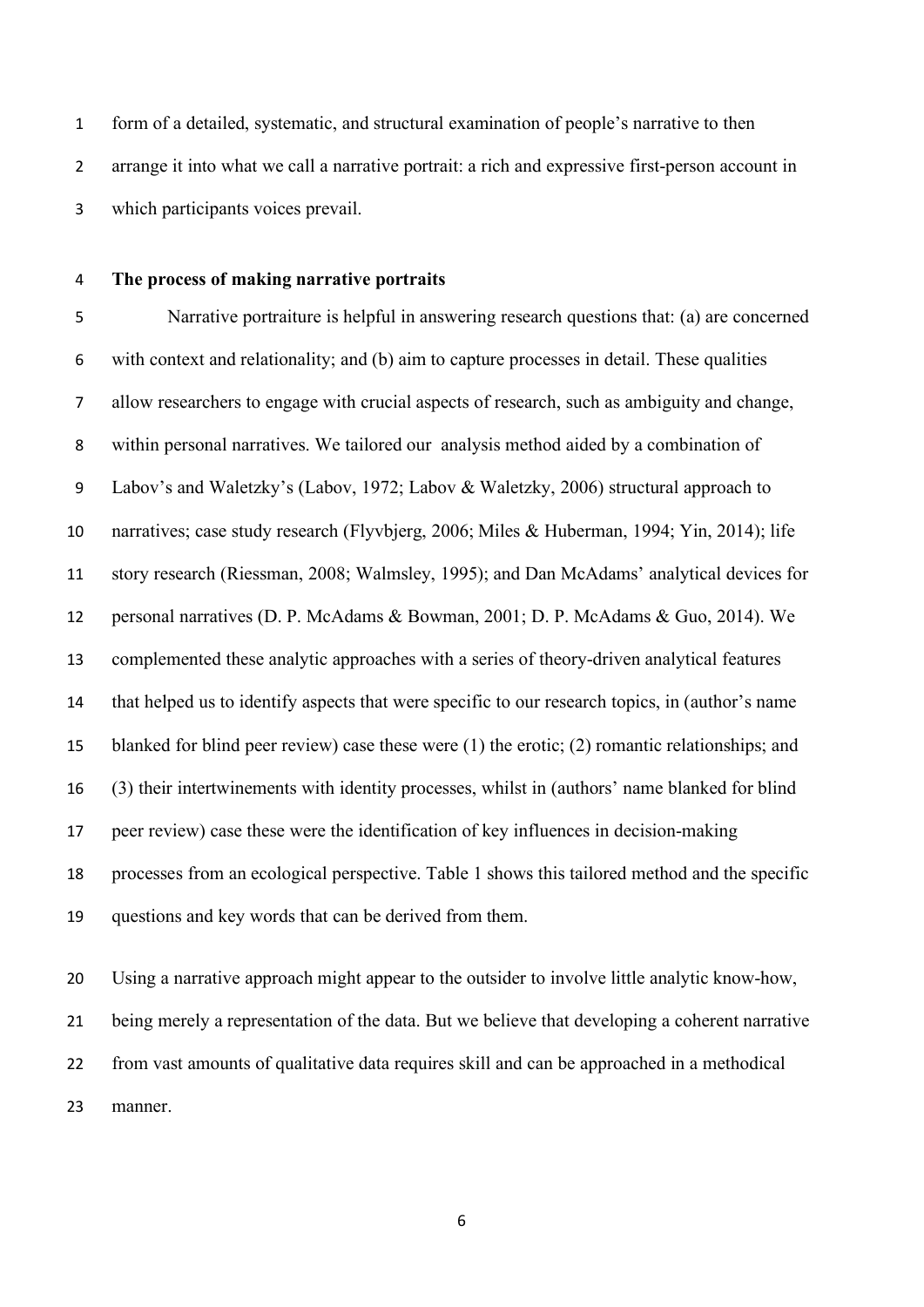form of a detailed, systematic, and structural examination of people's narrative to then arrange it into what we call a narrative portrait: a rich and expressive first-person account in which participants voices prevail.

**The process of making narrative portraits**

Narrative portraiture is helpful in answering research questions that: (a) are concerned with context and relationality; and (b) aim to capture processes in detail. These qualities allow researchers to engage with crucial aspects of research, such as ambiguity and change, within personal narratives. We tailored our analysis method aided by a combination of Labov's and Waletzky's (Labov, 1972; Labov & Waletzky, 2006) structural approach to narratives; case study research (Flyvbjerg, 2006; Miles & Huberman, 1994; Yin, 2014); life story research (Riessman, 2008; Walmsley, 1995); and Dan McAdams' analytical devices for personal narratives (D. P. McAdams & Bowman, 2001; D. P. McAdams & Guo, 2014). We complemented these analytic approaches with a series of theory-driven analytical features that helped us to identify aspects that were specific to our research topics, in (author's name blanked for blind peer review) case these were (1) the erotic; (2) romantic relationships; and (3) their intertwinements with identity processes, whilst in (authors' name blanked for blind peer review) case these were the identification of key influences in decision-making processes from an ecological perspective. Table 1 shows this tailored method and the specific questions and key words that can be derived from them.

Using a narrative approach might appear to the outsider to involve little analytic know-how, being merely a representation of the data. But we believe that developing a coherent narrative from vast amounts of qualitative data requires skill and can be approached in a methodical manner.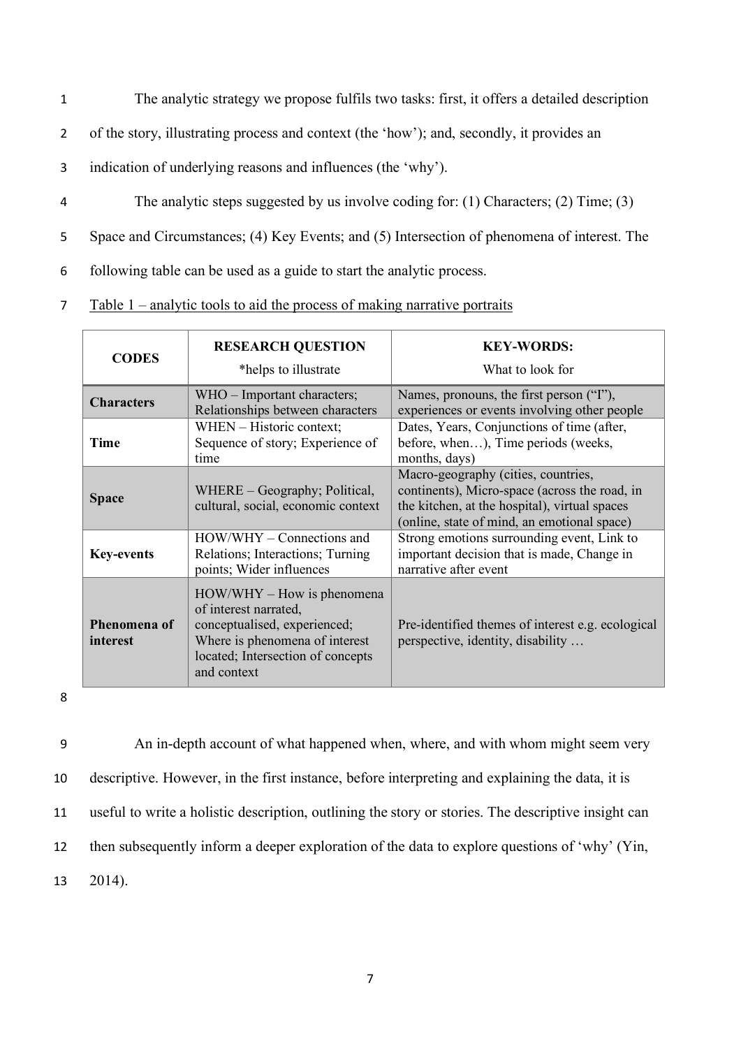The analytic strategy we propose fulfils two tasks: first, it offers a detailed description of the story, illustrating process and context (the 'how'); and, secondly, it provides an indication of underlying reasons and influences (the 'why').

The analytic steps suggested by us involve coding for: (1) Characters; (2) Time; (3) Space and Circumstances; (4) Key Events; and (5) Intersection of phenomena of interest. The following table can be used as a guide to start the analytic process.

Table 1 – analytic tools to aid the process of making narrative portraits

| CODES | RESEARCH QUESTION *helps to illustrate | KEY-WORDS: What to look for |
|---|---|---|
| **Characters** | WHO – Important characters; Relationships between characters | Names, pronouns, the first person ("I"), experiences or events involving other people |
| **Time** | WHEN – Historic context; Sequence of story; Experience of time | Dates, Years, Conjunctions of time (after, before, when…), Time periods (weeks, months, days) |
| **Space** | WHERE – Geography; Political, cultural, social, economic context | Macro-geography (cities, countries, continents), Micro-space (across the road, in the kitchen, at the hospital), virtual spaces (online, state of mind, an emotional space) |
| **Key-events** | HOW/WHY – Connections and Relations; Interactions; Turning points; Wider influences | Strong emotions surrounding event, Link to important decision that is made, Change in narrative after event |
| **Phenomena of interest** | HOW/WHY – How is phenomena of interest narrated, conceptualised, experienced; Where is phenomena of interest located; Intersection of concepts and context | Pre-identified themes of interest e.g. ecological perspective, identity, disability … |

An in-depth account of what happened when, where, and with whom might seem very descriptive. However, in the first instance, before interpreting and explaining the data, it is useful to write a holistic description, outlining the story or stories. The descriptive insight can then subsequently inform a deeper exploration of the data to explore questions of 'why' (Yin, 2014).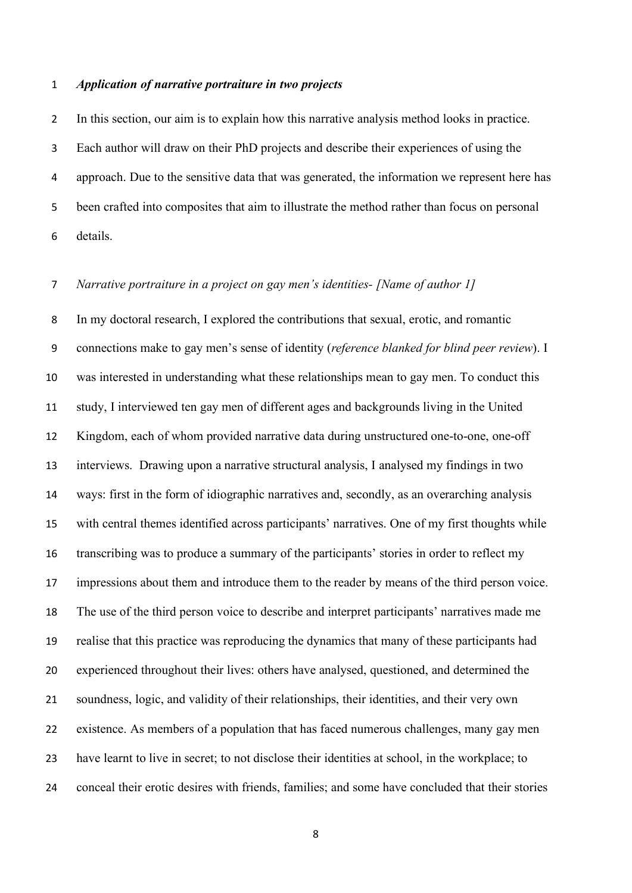***Application of narrative portraiture in two projects***

In this section, our aim is to explain how this narrative analysis method looks in practice. Each author will draw on their PhD projects and describe their experiences of using the approach. Due to the sensitive data that was generated, the information we represent here has been crafted into composites that aim to illustrate the method rather than focus on personal details.

*Narrative portraiture in a project on gay men's identities- [Name of author 1]*

In my doctoral research, I explored the contributions that sexual, erotic, and romantic connections make to gay men's sense of identity (*reference blanked for blind peer review*). I was interested in understanding what these relationships mean to gay men. To conduct this study, I interviewed ten gay men of different ages and backgrounds living in the United Kingdom, each of whom provided narrative data during unstructured one-to-one, one-off interviews. Drawing upon a narrative structural analysis, I analysed my findings in two ways: first in the form of idiographic narratives and, secondly, as an overarching analysis with central themes identified across participants' narratives. One of my first thoughts while transcribing was to produce a summary of the participants' stories in order to reflect my impressions about them and introduce them to the reader by means of the third person voice. The use of the third person voice to describe and interpret participants' narratives made me realise that this practice was reproducing the dynamics that many of these participants had experienced throughout their lives: others have analysed, questioned, and determined the soundness, logic, and validity of their relationships, their identities, and their very own existence. As members of a population that has faced numerous challenges, many gay men have learnt to live in secret; to not disclose their identities at school, in the workplace; to conceal their erotic desires with friends, families; and some have concluded that their stories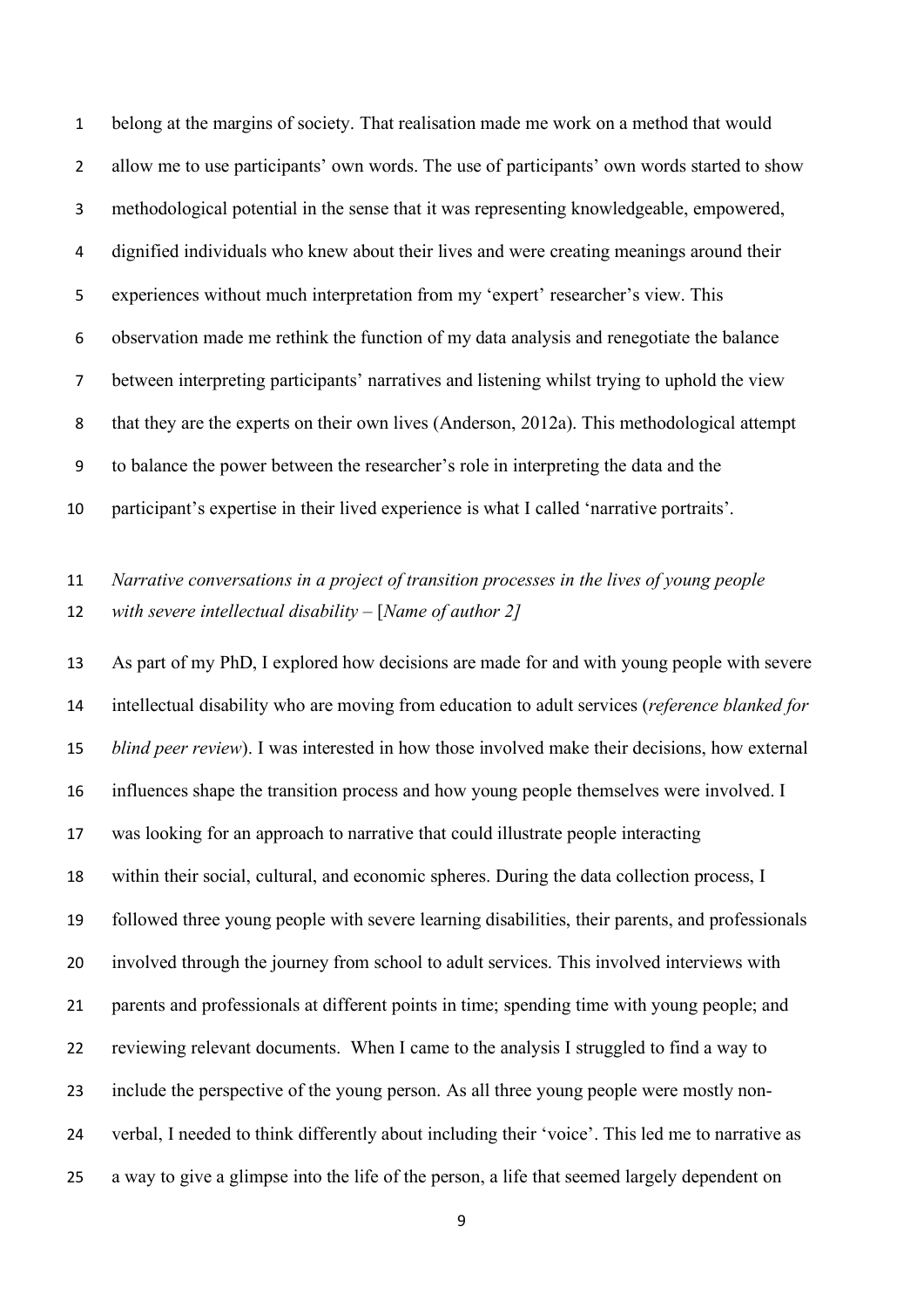belong at the margins of society. That realisation made me work on a method that would allow me to use participants' own words. The use of participants' own words started to show methodological potential in the sense that it was representing knowledgeable, empowered, dignified individuals who knew about their lives and were creating meanings around their experiences without much interpretation from my 'expert' researcher's view. This observation made me rethink the function of my data analysis and renegotiate the balance between interpreting participants' narratives and listening whilst trying to uphold the view that they are the experts on their own lives (Anderson, 2012a). This methodological attempt to balance the power between the researcher's role in interpreting the data and the participant's expertise in their lived experience is what I called 'narrative portraits'.

*Narrative conversations in a project of transition processes in the lives of young people with severe intellectual disability* – [*Name of author 2]*

As part of my PhD, I explored how decisions are made for and with young people with severe intellectual disability who are moving from education to adult services (*reference blanked for blind peer review*). I was interested in how those involved make their decisions, how external influences shape the transition process and how young people themselves were involved. I was looking for an approach to narrative that could illustrate people interacting within their social, cultural, and economic spheres. During the data collection process, I followed three young people with severe learning disabilities, their parents, and professionals involved through the journey from school to adult services. This involved interviews with parents and professionals at different points in time; spending time with young people; and reviewing relevant documents. When I came to the analysis I struggled to find a way to include the perspective of the young person. As all three young people were mostly non-verbal, I needed to think differently about including their 'voice'. This led me to narrative as a way to give a glimpse into the life of the person, a life that seemed largely dependent on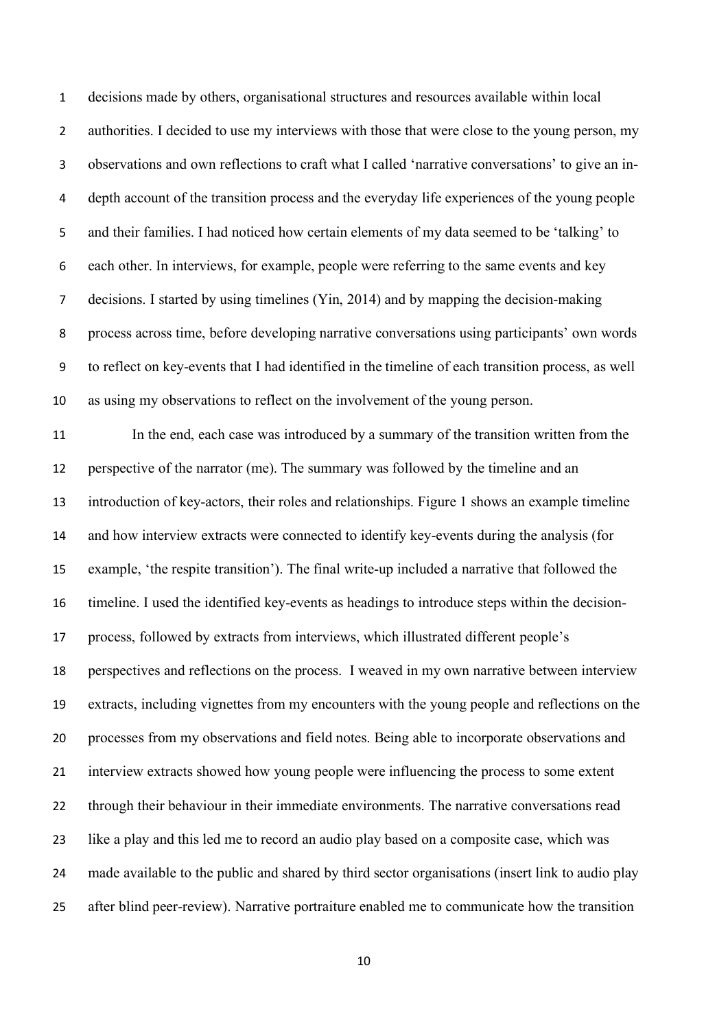decisions made by others, organisational structures and resources available within local authorities. I decided to use my interviews with those that were close to the young person, my observations and own reflections to craft what I called 'narrative conversations' to give an in-depth account of the transition process and the everyday life experiences of the young people and their families. I had noticed how certain elements of my data seemed to be 'talking' to each other. In interviews, for example, people were referring to the same events and key decisions. I started by using timelines (Yin, 2014) and by mapping the decision-making process across time, before developing narrative conversations using participants' own words to reflect on key-events that I had identified in the timeline of each transition process, as well as using my observations to reflect on the involvement of the young person.

In the end, each case was introduced by a summary of the transition written from the perspective of the narrator (me). The summary was followed by the timeline and an introduction of key-actors, their roles and relationships. Figure 1 shows an example timeline and how interview extracts were connected to identify key-events during the analysis (for example, 'the respite transition'). The final write-up included a narrative that followed the timeline. I used the identified key-events as headings to introduce steps within the decision-process, followed by extracts from interviews, which illustrated different people's perspectives and reflections on the process. I weaved in my own narrative between interview extracts, including vignettes from my encounters with the young people and reflections on the processes from my observations and field notes. Being able to incorporate observations and interview extracts showed how young people were influencing the process to some extent through their behaviour in their immediate environments. The narrative conversations read like a play and this led me to record an audio play based on a composite case, which was made available to the public and shared by third sector organisations (insert link to audio play after blind peer-review). Narrative portraiture enabled me to communicate how the transition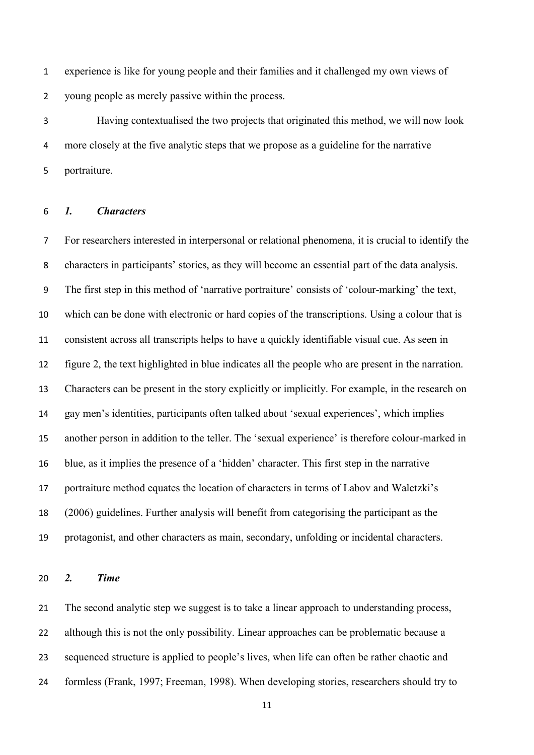experience is like for young people and their families and it challenged my own views of young people as merely passive within the process.

Having contextualised the two projects that originated this method, we will now look more closely at the five analytic steps that we propose as a guideline for the narrative portraiture.

### *1. Characters*

For researchers interested in interpersonal or relational phenomena, it is crucial to identify the characters in participants' stories, as they will become an essential part of the data analysis. The first step in this method of 'narrative portraiture' consists of 'colour-marking' the text, which can be done with electronic or hard copies of the transcriptions. Using a colour that is consistent across all transcripts helps to have a quickly identifiable visual cue. As seen in figure 2, the text highlighted in blue indicates all the people who are present in the narration. Characters can be present in the story explicitly or implicitly. For example, in the research on gay men's identities, participants often talked about 'sexual experiences', which implies another person in addition to the teller. The 'sexual experience' is therefore colour-marked in blue, as it implies the presence of a 'hidden' character. This first step in the narrative portraiture method equates the location of characters in terms of Labov and Waletzki's (2006) guidelines. Further analysis will benefit from categorising the participant as the protagonist, and other characters as main, secondary, unfolding or incidental characters.

### *2. Time*

The second analytic step we suggest is to take a linear approach to understanding process, although this is not the only possibility. Linear approaches can be problematic because a sequenced structure is applied to people's lives, when life can often be rather chaotic and formless (Frank, 1997; Freeman, 1998). When developing stories, researchers should try to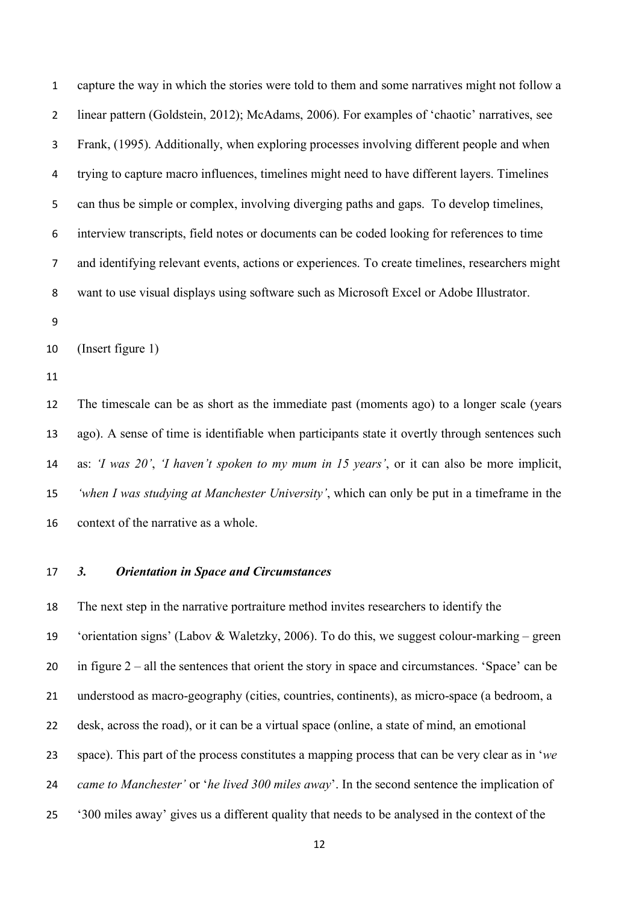capture the way in which the stories were told to them and some narratives might not follow a linear pattern (Goldstein, 2012); McAdams, 2006). For examples of 'chaotic' narratives, see Frank, (1995). Additionally, when exploring processes involving different people and when trying to capture macro influences, timelines might need to have different layers. Timelines can thus be simple or complex, involving diverging paths and gaps. To develop timelines, interview transcripts, field notes or documents can be coded looking for references to time and identifying relevant events, actions or experiences. To create timelines, researchers might want to use visual displays using software such as Microsoft Excel or Adobe Illustrator.

(Insert figure 1)

The timescale can be as short as the immediate past (moments ago) to a longer scale (years ago). A sense of time is identifiable when participants state it overtly through sentences such as: *'I was 20'*, *'I haven't spoken to my mum in 15 years'*, or it can also be more implicit, *'when I was studying at Manchester University'*, which can only be put in a timeframe in the context of the narrative as a whole.

### *3. Orientation in Space and Circumstances*

The next step in the narrative portraiture method invites researchers to identify the 'orientation signs' (Labov & Waletzky, 2006). To do this, we suggest colour-marking – green in figure 2 – all the sentences that orient the story in space and circumstances. 'Space' can be understood as macro-geography (cities, countries, continents), as micro-space (a bedroom, a desk, across the road), or it can be a virtual space (online, a state of mind, an emotional space). This part of the process constitutes a mapping process that can be very clear as in '*we came to Manchester'* or '*he lived 300 miles away*'. In the second sentence the implication of '300 miles away' gives us a different quality that needs to be analysed in the context of the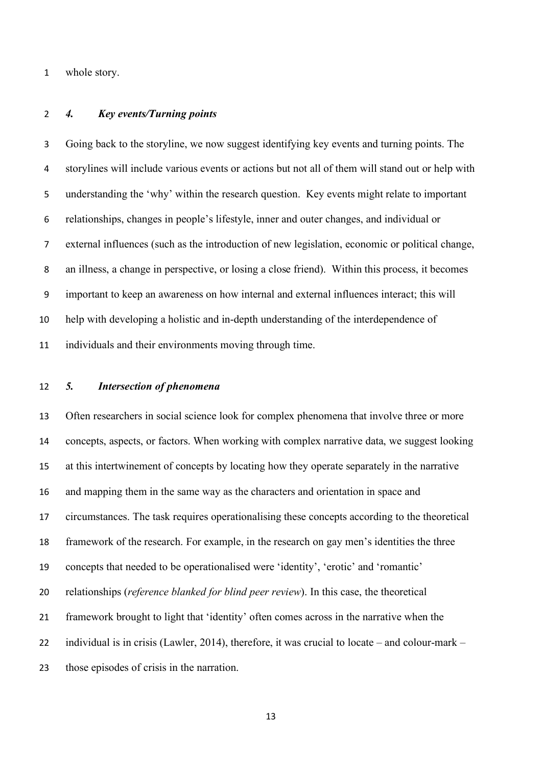whole story.

### *4. Key events/Turning points*

Going back to the storyline, we now suggest identifying key events and turning points. The storylines will include various events or actions but not all of them will stand out or help with understanding the 'why' within the research question. Key events might relate to important relationships, changes in people's lifestyle, inner and outer changes, and individual or external influences (such as the introduction of new legislation, economic or political change, an illness, a change in perspective, or losing a close friend). Within this process, it becomes important to keep an awareness on how internal and external influences interact; this will help with developing a holistic and in-depth understanding of the interdependence of individuals and their environments moving through time.

### *5. Intersection of phenomena*

Often researchers in social science look for complex phenomena that involve three or more concepts, aspects, or factors. When working with complex narrative data, we suggest looking at this intertwinement of concepts by locating how they operate separately in the narrative and mapping them in the same way as the characters and orientation in space and circumstances. The task requires operationalising these concepts according to the theoretical framework of the research. For example, in the research on gay men's identities the three concepts that needed to be operationalised were 'identity', 'erotic' and 'romantic' relationships (*reference blanked for blind peer review*). In this case, the theoretical framework brought to light that 'identity' often comes across in the narrative when the individual is in crisis (Lawler, 2014), therefore, it was crucial to locate – and colour-mark – those episodes of crisis in the narration.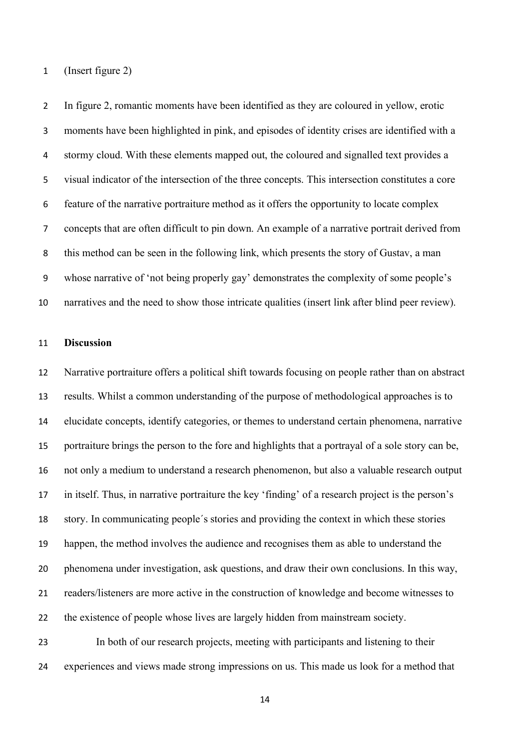(Insert figure 2)

In figure 2, romantic moments have been identified as they are coloured in yellow, erotic moments have been highlighted in pink, and episodes of identity crises are identified with a stormy cloud. With these elements mapped out, the coloured and signalled text provides a visual indicator of the intersection of the three concepts. This intersection constitutes a core feature of the narrative portraiture method as it offers the opportunity to locate complex concepts that are often difficult to pin down. An example of a narrative portrait derived from this method can be seen in the following link, which presents the story of Gustav, a man whose narrative of 'not being properly gay' demonstrates the complexity of some people's narratives and the need to show those intricate qualities (insert link after blind peer review).

**Discussion**

Narrative portraiture offers a political shift towards focusing on people rather than on abstract results. Whilst a common understanding of the purpose of methodological approaches is to elucidate concepts, identify categories, or themes to understand certain phenomena, narrative portraiture brings the person to the fore and highlights that a portrayal of a sole story can be, not only a medium to understand a research phenomenon, but also a valuable research output in itself. Thus, in narrative portraiture the key 'finding' of a research project is the person's story. In communicating people´s stories and providing the context in which these stories happen, the method involves the audience and recognises them as able to understand the phenomena under investigation, ask questions, and draw their own conclusions. In this way, readers/listeners are more active in the construction of knowledge and become witnesses to the existence of people whose lives are largely hidden from mainstream society.

In both of our research projects, meeting with participants and listening to their experiences and views made strong impressions on us. This made us look for a method that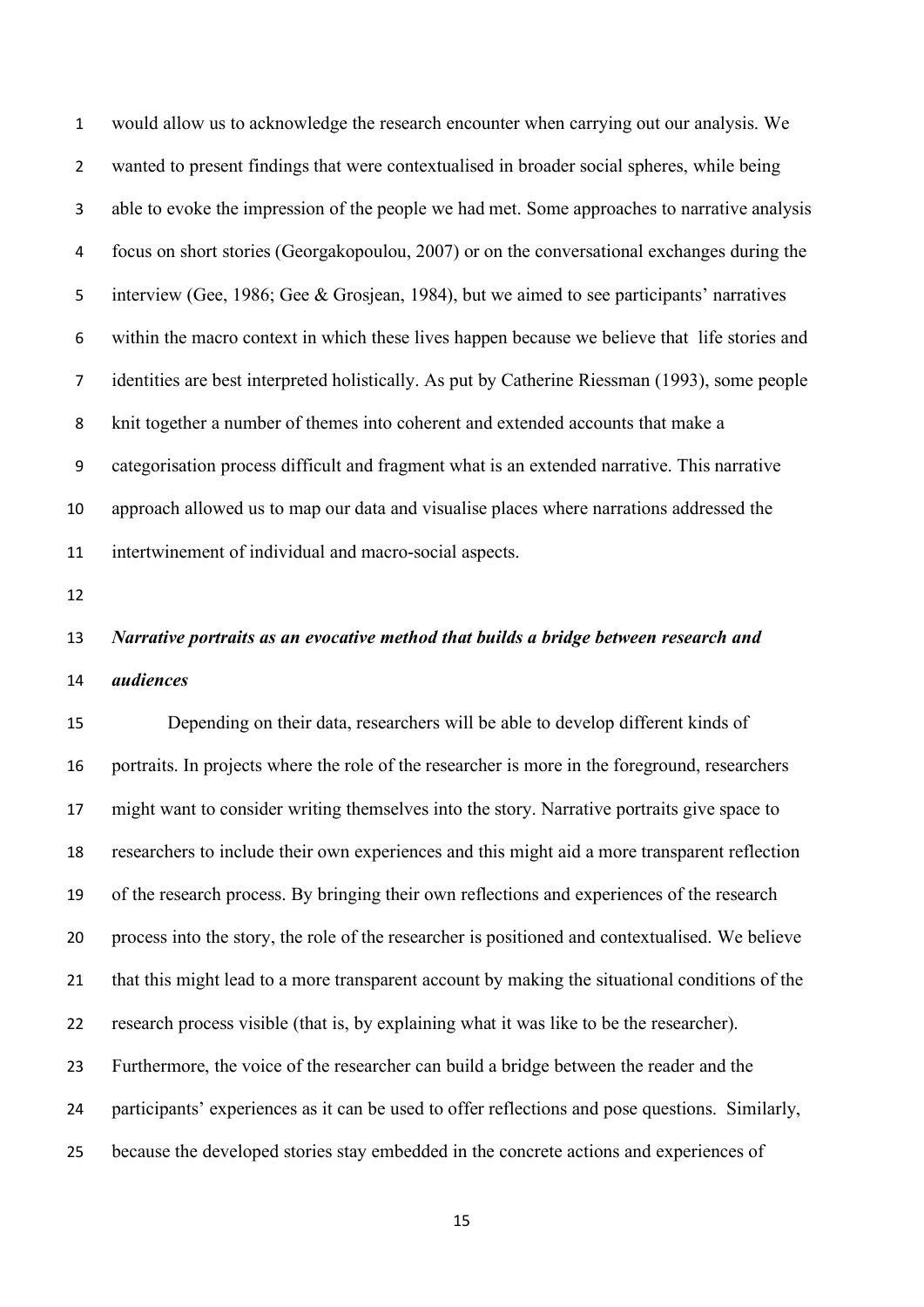would allow us to acknowledge the research encounter when carrying out our analysis. We wanted to present findings that were contextualised in broader social spheres, while being able to evoke the impression of the people we had met. Some approaches to narrative analysis focus on short stories (Georgakopoulou, 2007) or on the conversational exchanges during the interview (Gee, 1986; Gee & Grosjean, 1984), but we aimed to see participants' narratives within the macro context in which these lives happen because we believe that life stories and identities are best interpreted holistically. As put by Catherine Riessman (1993), some people knit together a number of themes into coherent and extended accounts that make a categorisation process difficult and fragment what is an extended narrative. This narrative approach allowed us to map our data and visualise places where narrations addressed the intertwinement of individual and macro-social aspects.

### *Narrative portraits as an evocative method that builds a bridge between research and audiences*

Depending on their data, researchers will be able to develop different kinds of portraits. In projects where the role of the researcher is more in the foreground, researchers might want to consider writing themselves into the story. Narrative portraits give space to researchers to include their own experiences and this might aid a more transparent reflection of the research process. By bringing their own reflections and experiences of the research process into the story, the role of the researcher is positioned and contextualised. We believe that this might lead to a more transparent account by making the situational conditions of the research process visible (that is, by explaining what it was like to be the researcher). Furthermore, the voice of the researcher can build a bridge between the reader and the participants' experiences as it can be used to offer reflections and pose questions. Similarly, because the developed stories stay embedded in the concrete actions and experiences of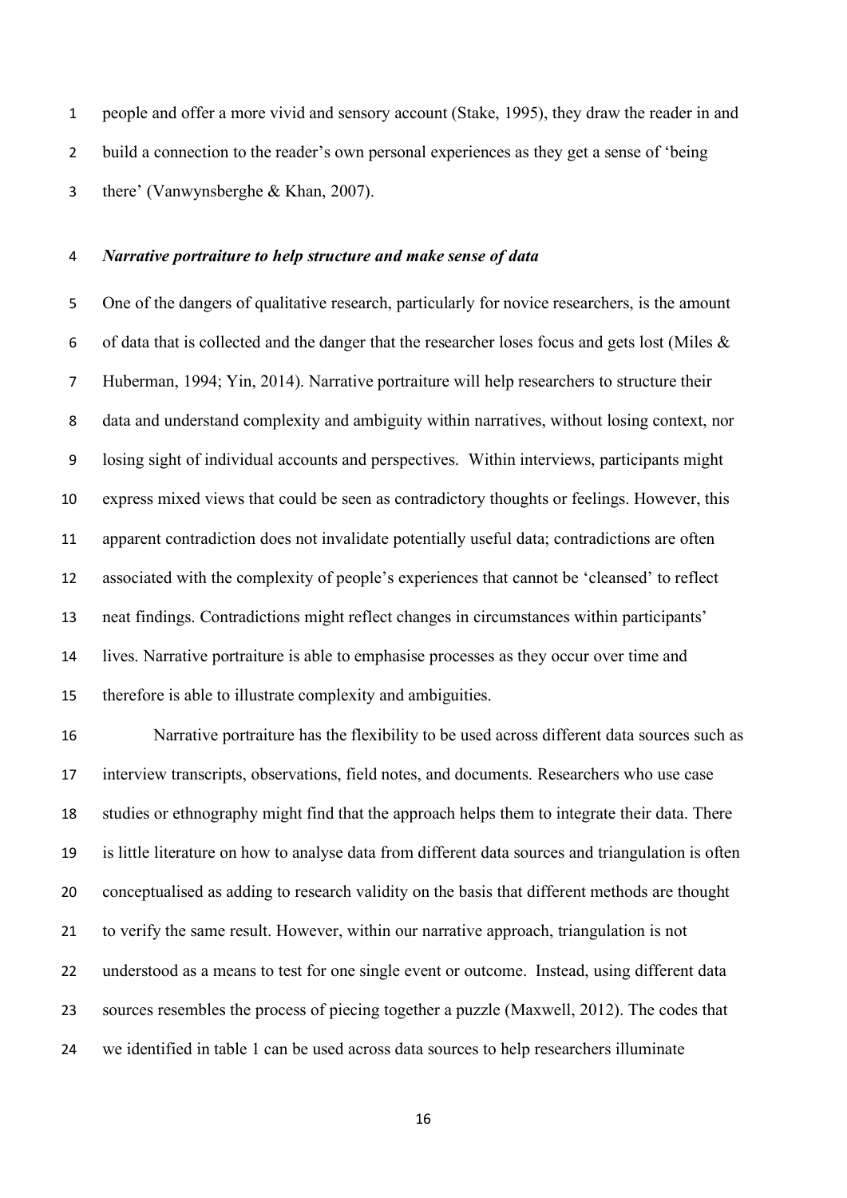people and offer a more vivid and sensory account (Stake, 1995), they draw the reader in and build a connection to the reader's own personal experiences as they get a sense of 'being there' (Vanwynsberghe & Khan, 2007).

***Narrative portraiture to help structure and make sense of data***

One of the dangers of qualitative research, particularly for novice researchers, is the amount of data that is collected and the danger that the researcher loses focus and gets lost (Miles & Huberman, 1994; Yin, 2014). Narrative portraiture will help researchers to structure their data and understand complexity and ambiguity within narratives, without losing context, nor losing sight of individual accounts and perspectives. Within interviews, participants might express mixed views that could be seen as contradictory thoughts or feelings. However, this apparent contradiction does not invalidate potentially useful data; contradictions are often associated with the complexity of people's experiences that cannot be 'cleansed' to reflect neat findings. Contradictions might reflect changes in circumstances within participants' lives. Narrative portraiture is able to emphasise processes as they occur over time and therefore is able to illustrate complexity and ambiguities.

Narrative portraiture has the flexibility to be used across different data sources such as interview transcripts, observations, field notes, and documents. Researchers who use case studies or ethnography might find that the approach helps them to integrate their data. There is little literature on how to analyse data from different data sources and triangulation is often conceptualised as adding to research validity on the basis that different methods are thought to verify the same result. However, within our narrative approach, triangulation is not understood as a means to test for one single event or outcome. Instead, using different data sources resembles the process of piecing together a puzzle (Maxwell, 2012). The codes that we identified in table 1 can be used across data sources to help researchers illuminate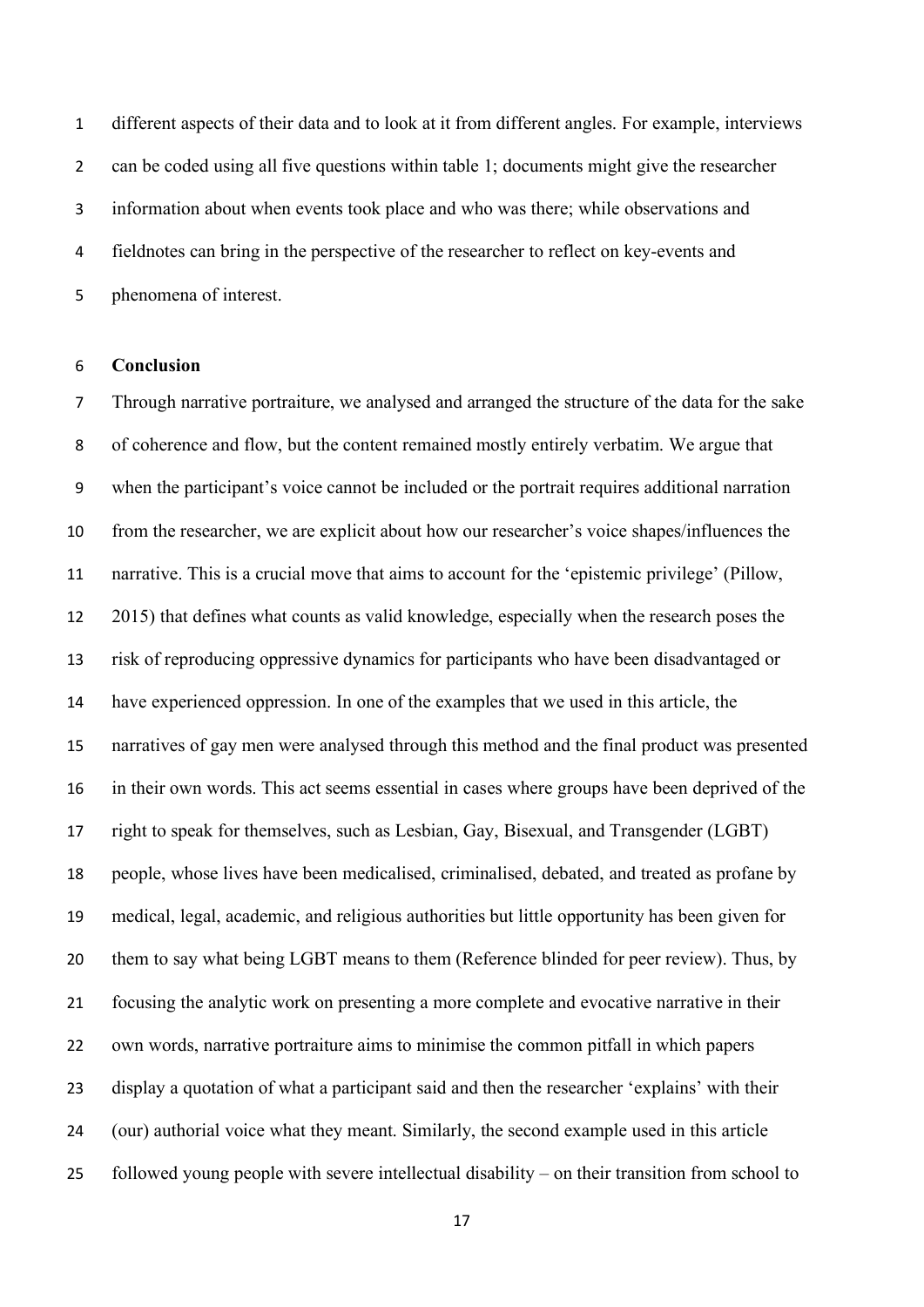different aspects of their data and to look at it from different angles. For example, interviews can be coded using all five questions within table 1; documents might give the researcher information about when events took place and who was there; while observations and fieldnotes can bring in the perspective of the researcher to reflect on key-events and phenomena of interest.

## Conclusion

Through narrative portraiture, we analysed and arranged the structure of the data for the sake of coherence and flow, but the content remained mostly entirely verbatim. We argue that when the participant's voice cannot be included or the portrait requires additional narration from the researcher, we are explicit about how our researcher's voice shapes/influences the narrative. This is a crucial move that aims to account for the 'epistemic privilege' (Pillow, 2015) that defines what counts as valid knowledge, especially when the research poses the risk of reproducing oppressive dynamics for participants who have been disadvantaged or have experienced oppression. In one of the examples that we used in this article, the narratives of gay men were analysed through this method and the final product was presented in their own words. This act seems essential in cases where groups have been deprived of the right to speak for themselves, such as Lesbian, Gay, Bisexual, and Transgender (LGBT) people, whose lives have been medicalised, criminalised, debated, and treated as profane by medical, legal, academic, and religious authorities but little opportunity has been given for them to say what being LGBT means to them (Reference blinded for peer review). Thus, by focusing the analytic work on presenting a more complete and evocative narrative in their own words, narrative portraiture aims to minimise the common pitfall in which papers display a quotation of what a participant said and then the researcher 'explains' with their (our) authorial voice what they meant. Similarly, the second example used in this article followed young people with severe intellectual disability – on their transition from school to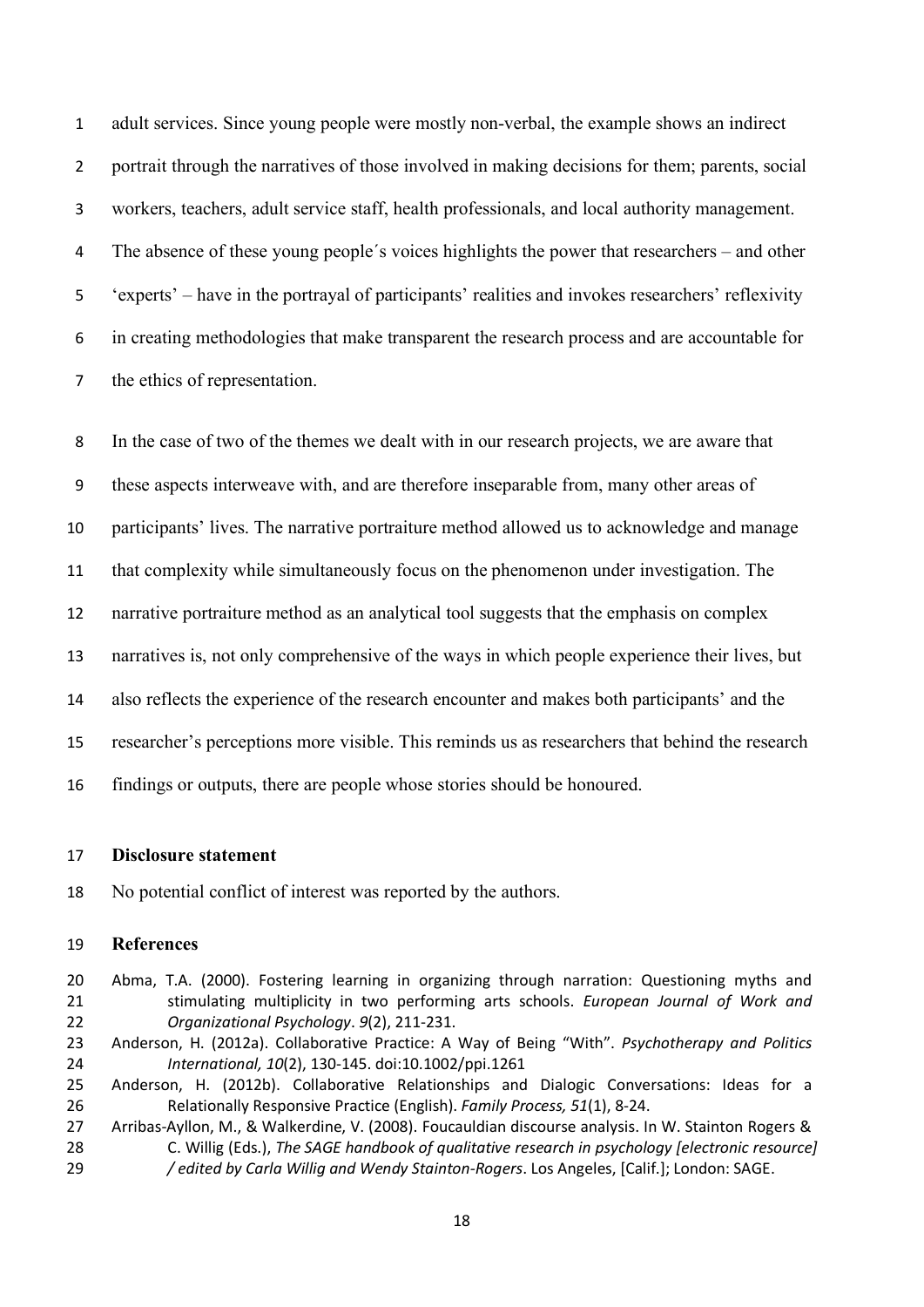adult services. Since young people were mostly non-verbal, the example shows an indirect portrait through the narratives of those involved in making decisions for them; parents, social workers, teachers, adult service staff, health professionals, and local authority management. The absence of these young people´s voices highlights the power that researchers – and other 'experts' – have in the portrayal of participants' realities and invokes researchers' reflexivity in creating methodologies that make transparent the research process and are accountable for the ethics of representation.

In the case of two of the themes we dealt with in our research projects, we are aware that these aspects interweave with, and are therefore inseparable from, many other areas of participants' lives. The narrative portraiture method allowed us to acknowledge and manage that complexity while simultaneously focus on the phenomenon under investigation. The narrative portraiture method as an analytical tool suggests that the emphasis on complex narratives is, not only comprehensive of the ways in which people experience their lives, but also reflects the experience of the research encounter and makes both participants' and the researcher's perceptions more visible. This reminds us as researchers that behind the research findings or outputs, there are people whose stories should be honoured.

## Disclosure statement

No potential conflict of interest was reported by the authors.

## References

Abma, T.A. (2000). Fostering learning in organizing through narration: Questioning myths and stimulating multiplicity in two performing arts schools. *European Journal of Work and Organizational Psychology*. *9*(2), 211-231.

Anderson, H. (2012a). Collaborative Practice: A Way of Being "With". *Psychotherapy and Politics International, 10*(2), 130-145. doi:10.1002/ppi.1261

Anderson, H. (2012b). Collaborative Relationships and Dialogic Conversations: Ideas for a Relationally Responsive Practice (English). *Family Process, 51*(1), 8-24.

Arribas-Ayllon, M., & Walkerdine, V. (2008). Foucauldian discourse analysis. In W. Stainton Rogers & C. Willig (Eds.), *The SAGE handbook of qualitative research in psychology [electronic resource] / edited by Carla Willig and Wendy Stainton-Rogers*. Los Angeles, [Calif.]; London: SAGE.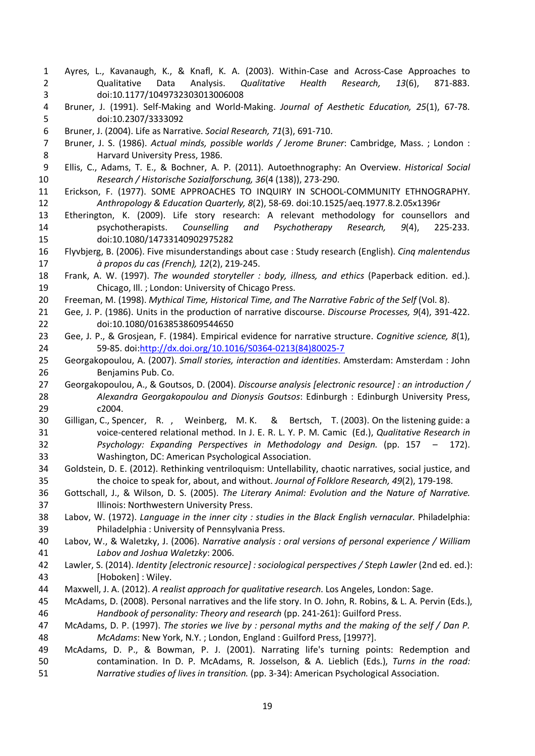Ayres, L., Kavanaugh, K., & Knafl, K. A. (2003). Within-Case and Across-Case Approaches to Qualitative Data Analysis. *Qualitative Health Research, 13*(6), 871-883. doi:10.1177/1049732303013006008

Bruner, J. (1991). Self-Making and World-Making. *Journal of Aesthetic Education, 25*(1), 67-78. doi:10.2307/3333092

Bruner, J. (2004). Life as Narrative. *Social Research, 71*(3), 691-710.

Bruner, J. S. (1986). *Actual minds, possible worlds / Jerome Bruner*: Cambridge, Mass. ; London : Harvard University Press, 1986.

Ellis, C., Adams, T. E., & Bochner, A. P. (2011). Autoethnography: An Overview. *Historical Social Research / Historische Sozialforschung, 36*(4 (138)), 273-290.

Erickson, F. (1977). SOME APPROACHES TO INQUIRY IN SCHOOL-COMMUNITY ETHNOGRAPHY. *Anthropology & Education Quarterly, 8*(2), 58-69. doi:10.1525/aeq.1977.8.2.05x1396r

Etherington, K. (2009). Life story research: A relevant methodology for counsellors and psychotherapists. *Counselling and Psychotherapy Research, 9*(4), 225-233. doi:10.1080/14733140902975282

Flyvbjerg, B. (2006). Five misunderstandings about case : Study research (English). *Cinq malentendus à propos du cas (French), 12*(2), 219-245.

Frank, A. W. (1997). *The wounded storyteller : body, illness, and ethics* (Paperback edition. ed.). Chicago, Ill. ; London: University of Chicago Press.

Freeman, M. (1998). *Mythical Time, Historical Time, and The Narrative Fabric of the Self* (Vol. 8).

Gee, J. P. (1986). Units in the production of narrative discourse. *Discourse Processes, 9*(4), 391-422. doi:10.1080/01638538609544650

Gee, J. P., & Grosjean, F. (1984). Empirical evidence for narrative structure. *Cognitive science, 8*(1), 59-85. doi:http://dx.doi.org/10.1016/S0364-0213(84)80025-7

Georgakopoulou, A. (2007). *Small stories, interaction and identities*. Amsterdam: Amsterdam : John Benjamins Pub. Co.

Georgakopoulou, A., & Goutsos, D. (2004). *Discourse analysis [electronic resource] : an introduction / Alexandra Georgakopoulou and Dionysis Goutsos*: Edinburgh : Edinburgh University Press, c2004.

Gilligan, C., Spencer, R. , Weinberg, M. K. & Bertsch, T. (2003). On the listening guide: a voice-centered relational method. In J. E. R. L. Y. P. M. Camic (Ed.), *Qualitative Research in Psychology: Expanding Perspectives in Methodology and Design.* (pp. 157 – 172). Washington, DC: American Psychological Association.

Goldstein, D. E. (2012). Rethinking ventriloquism: Untellability, chaotic narratives, social justice, and the choice to speak for, about, and without. *Journal of Folklore Research, 49*(2), 179-198.

Gottschall, J., & Wilson, D. S. (2005). *The Literary Animal: Evolution and the Nature of Narrative.* Illinois: Northwestern University Press.

Labov, W. (1972). *Language in the inner city : studies in the Black English vernacular.* Philadelphia: Philadelphia : University of Pennsylvania Press.

Labov, W., & Waletzky, J. (2006). *Narrative analysis : oral versions of personal experience / William Labov and Joshua Waletzky*: 2006.

Lawler, S. (2014). *Identity [electronic resource] : sociological perspectives / Steph Lawler* (2nd ed. ed.): [Hoboken] : Wiley.

Maxwell, J. A. (2012). *A realist approach for qualitative research*. Los Angeles, London: Sage.

McAdams, D. (2008). Personal narratives and the life story. In O. John, R. Robins, & L. A. Pervin (Eds.), *Handbook of personality: Theory and research* (pp. 241-261): Guilford Press.

McAdams, D. P. (1997). *The stories we live by : personal myths and the making of the self / Dan P. McAdams*: New York, N.Y. ; London, England : Guilford Press, [1997?].

McAdams, D. P., & Bowman, P. J. (2001). Narrating life's turning points: Redemption and contamination. In D. P. McAdams, R. Josselson, & A. Lieblich (Eds.), *Turns in the road: Narrative studies of lives in transition.* (pp. 3-34): American Psychological Association.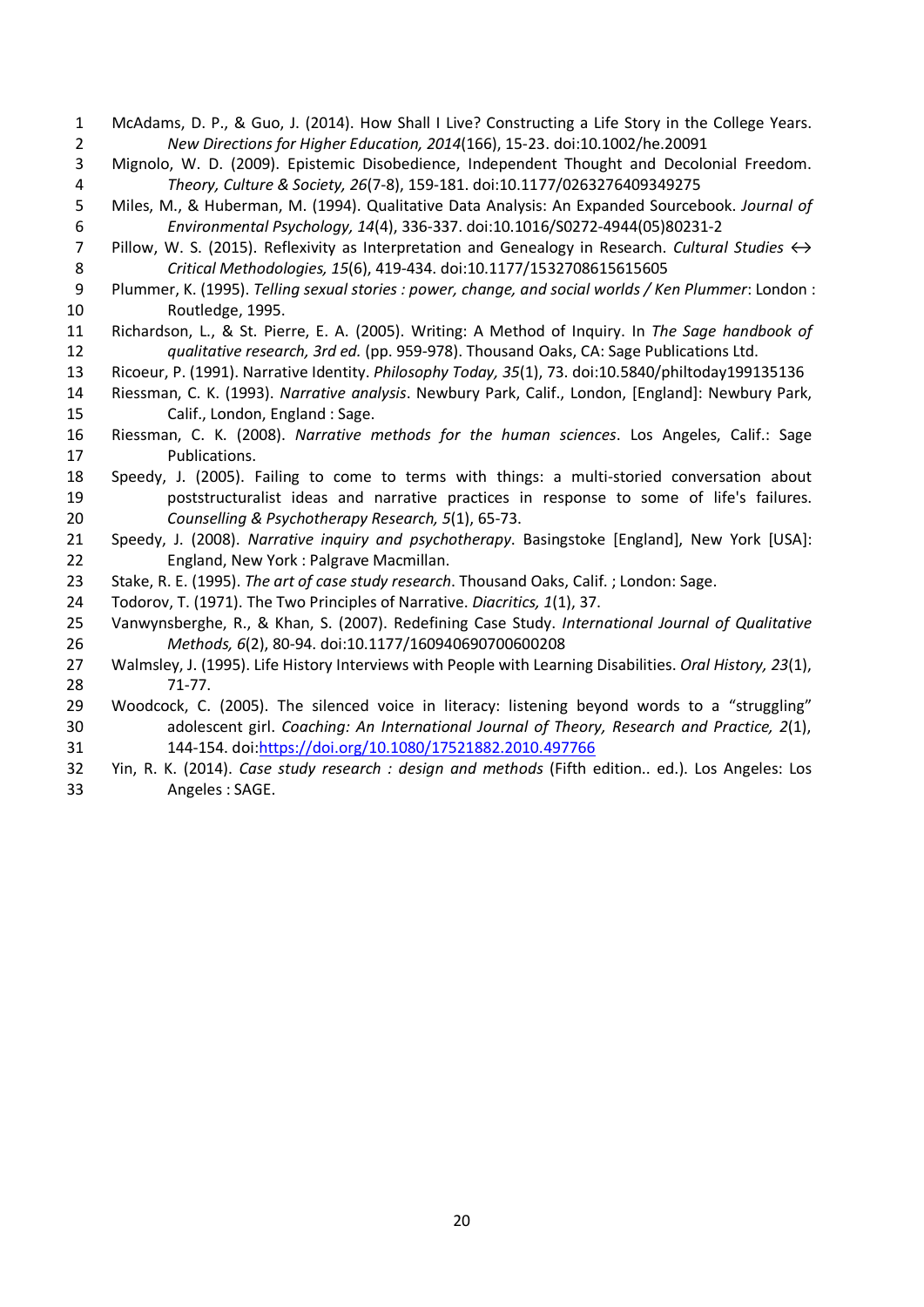McAdams, D. P., & Guo, J. (2014). How Shall I Live? Constructing a Life Story in the College Years. *New Directions for Higher Education, 2014*(166), 15-23. doi:10.1002/he.20091

Mignolo, W. D. (2009). Epistemic Disobedience, Independent Thought and Decolonial Freedom. *Theory, Culture & Society, 26*(7-8), 159-181. doi:10.1177/0263276409349275

Miles, M., & Huberman, M. (1994). Qualitative Data Analysis: An Expanded Sourcebook. *Journal of Environmental Psychology, 14*(4), 336-337. doi:10.1016/S0272-4944(05)80231-2

Pillow, W. S. (2015). Reflexivity as Interpretation and Genealogy in Research. *Cultural Studies ↔ Critical Methodologies, 15*(6), 419-434. doi:10.1177/1532708615615605

Plummer, K. (1995). *Telling sexual stories : power, change, and social worlds / Ken Plummer*: London : Routledge, 1995.

Richardson, L., & St. Pierre, E. A. (2005). Writing: A Method of Inquiry. In *The Sage handbook of qualitative research, 3rd ed.* (pp. 959-978). Thousand Oaks, CA: Sage Publications Ltd.

Ricoeur, P. (1991). Narrative Identity. *Philosophy Today, 35*(1), 73. doi:10.5840/philtoday199135136

Riessman, C. K. (1993). *Narrative analysis*. Newbury Park, Calif., London, [England]: Newbury Park, Calif., London, England : Sage.

Riessman, C. K. (2008). *Narrative methods for the human sciences*. Los Angeles, Calif.: Sage Publications.

Speedy, J. (2005). Failing to come to terms with things: a multi-storied conversation about poststructuralist ideas and narrative practices in response to some of life's failures. *Counselling & Psychotherapy Research, 5*(1), 65-73.

Speedy, J. (2008). *Narrative inquiry and psychotherapy*. Basingstoke [England], New York [USA]: England, New York : Palgrave Macmillan.

Stake, R. E. (1995). *The art of case study research*. Thousand Oaks, Calif. ; London: Sage.

Todorov, T. (1971). The Two Principles of Narrative. *Diacritics, 1*(1), 37.

Vanwynsberghe, R., & Khan, S. (2007). Redefining Case Study. *International Journal of Qualitative Methods, 6*(2), 80-94. doi:10.1177/160940690700600208

Walmsley, J. (1995). Life History Interviews with People with Learning Disabilities. *Oral History, 23*(1), 71-77.

Woodcock, C. (2005). The silenced voice in literacy: listening beyond words to a "struggling" adolescent girl. *Coaching: An International Journal of Theory, Research and Practice, 2*(1), 144-154. doi:https://doi.org/10.1080/17521882.2010.497766

Yin, R. K. (2014). *Case study research : design and methods* (Fifth edition.. ed.). Los Angeles: Los Angeles : SAGE.